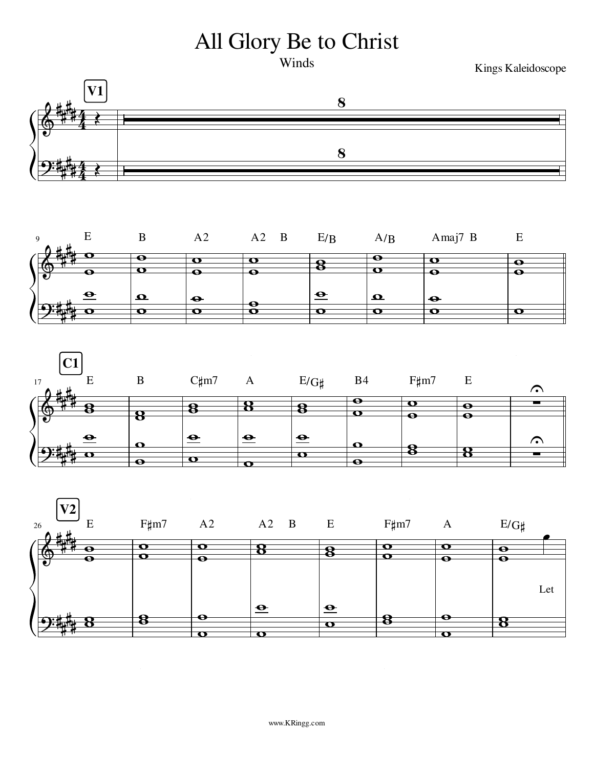# All Glory Be to Christ

Winds

Kings Kaleidoscope

**V1**

8

8

9 E B A2 A2 B E/B A/B Amaj7 B E

**C1**

17 E B C♯m7 A E/G♯ B4 F♯m7 E

**V2**

26 E F♯m7 A2 A2 B E F♯m7 A E/G♯

Let

www.KRingg.com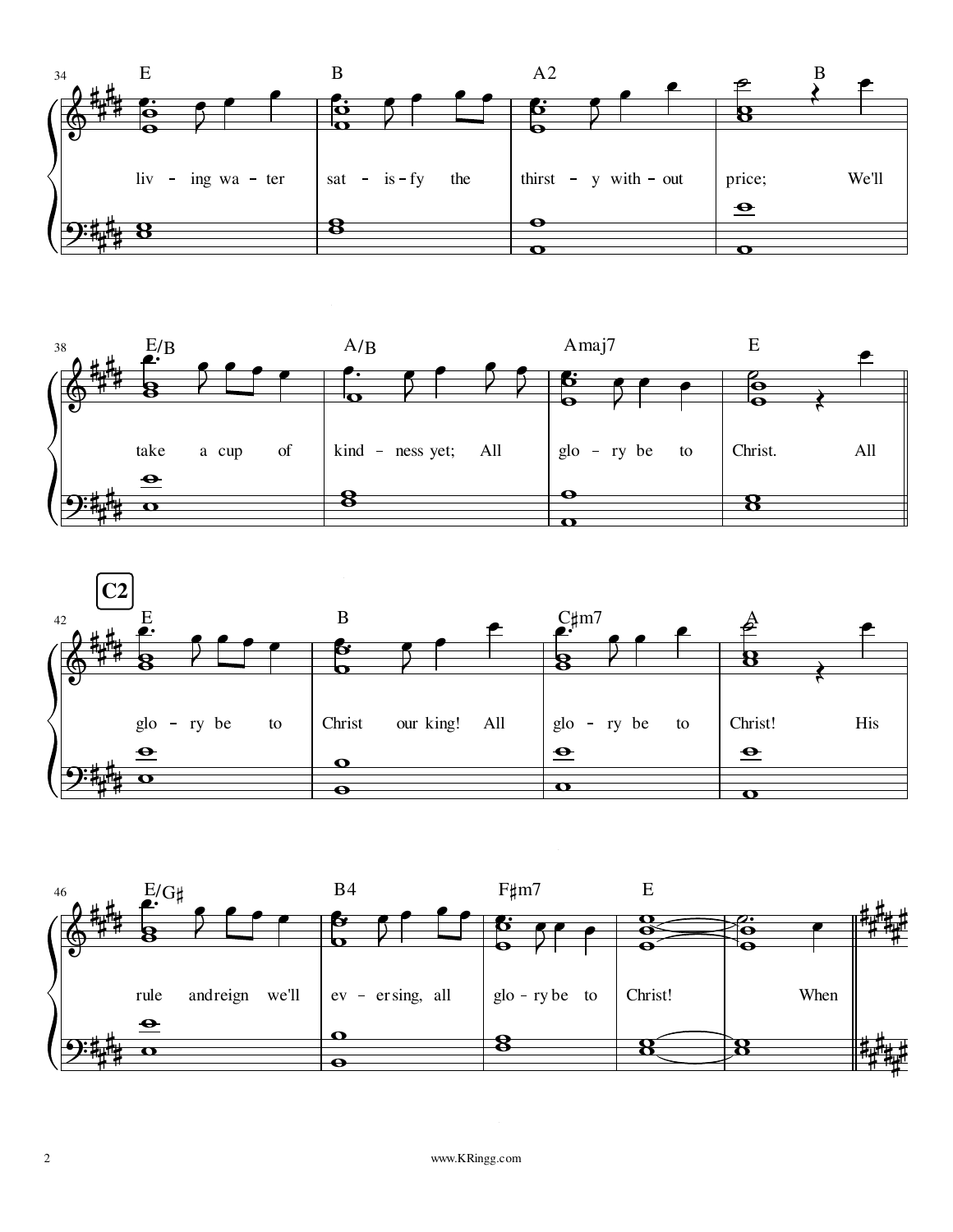E B A2 B

liv - ing wa - ter sat - is - fy the thirst - y with - out price; We'll

E/B A/B Amaj7 E

take a cup of kind - ness yet; All glo - ry be to Christ. All

**C2**

E B C♯m7 A

glo - ry be to Christ our king! All glo - ry be to Christ! His

E/G♯ B4 F♯m7 E

rule and reign we'll ev - er sing, all glo - ry be to Christ! When

www.KRingg.com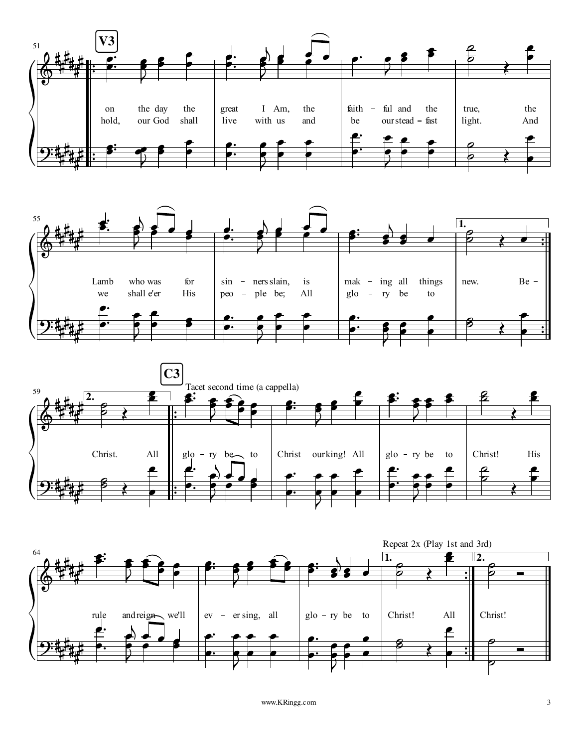**V3**

on the day the great I Am, the faith – ful and the true, the Lamb who was for sin – ners slain, is mak – ing all things new. Be –

hold, our God shall live with us and be our stead – fast light. And we shall e'er His peo – ple be; All glo – ry be to

1. new. Be –

2. Christ. All

**C3**

Tacet second time (a cappella)

glo – ry be to Christ our king! All glo – ry be to Christ! His rule and reign we'll ev – er sing, all glo – ry be to

Repeat 2x (Play 1st and 3rd)

1. Christ! All

2. Christ!